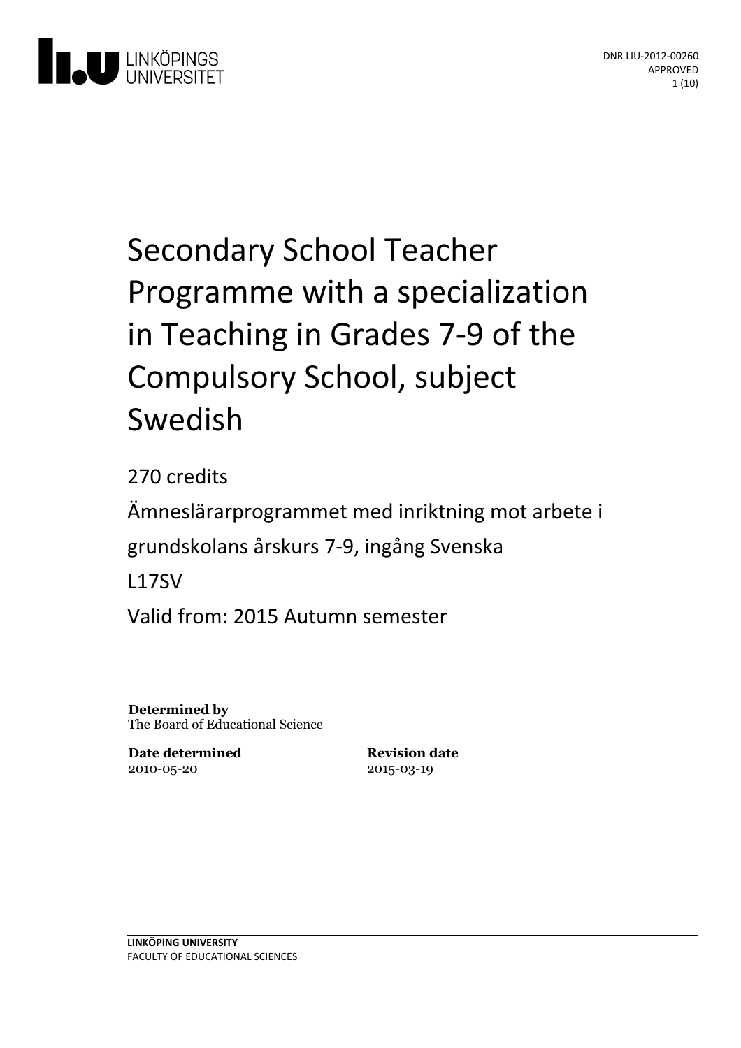LINKÖPINGS UNIVERSITET

DNR LIU-2012-00260
APPROVED

# Secondary School Teacher Programme with a specialization in Teaching in Grades 7-9 of the Compulsory School, subject Swedish

270 credits

Ämneslärarprogrammet med inriktning mot arbete i grundskolans årskurs 7-9, ingång Svenska

L17SV

Valid from: 2015 Autumn semester

**Determined by**
The Board of Educational Science

**Date determined**
2010-05-20

**Revision date**
2015-03-19

**LINKÖPING UNIVERSITY**
FACULTY OF EDUCATIONAL SCIENCES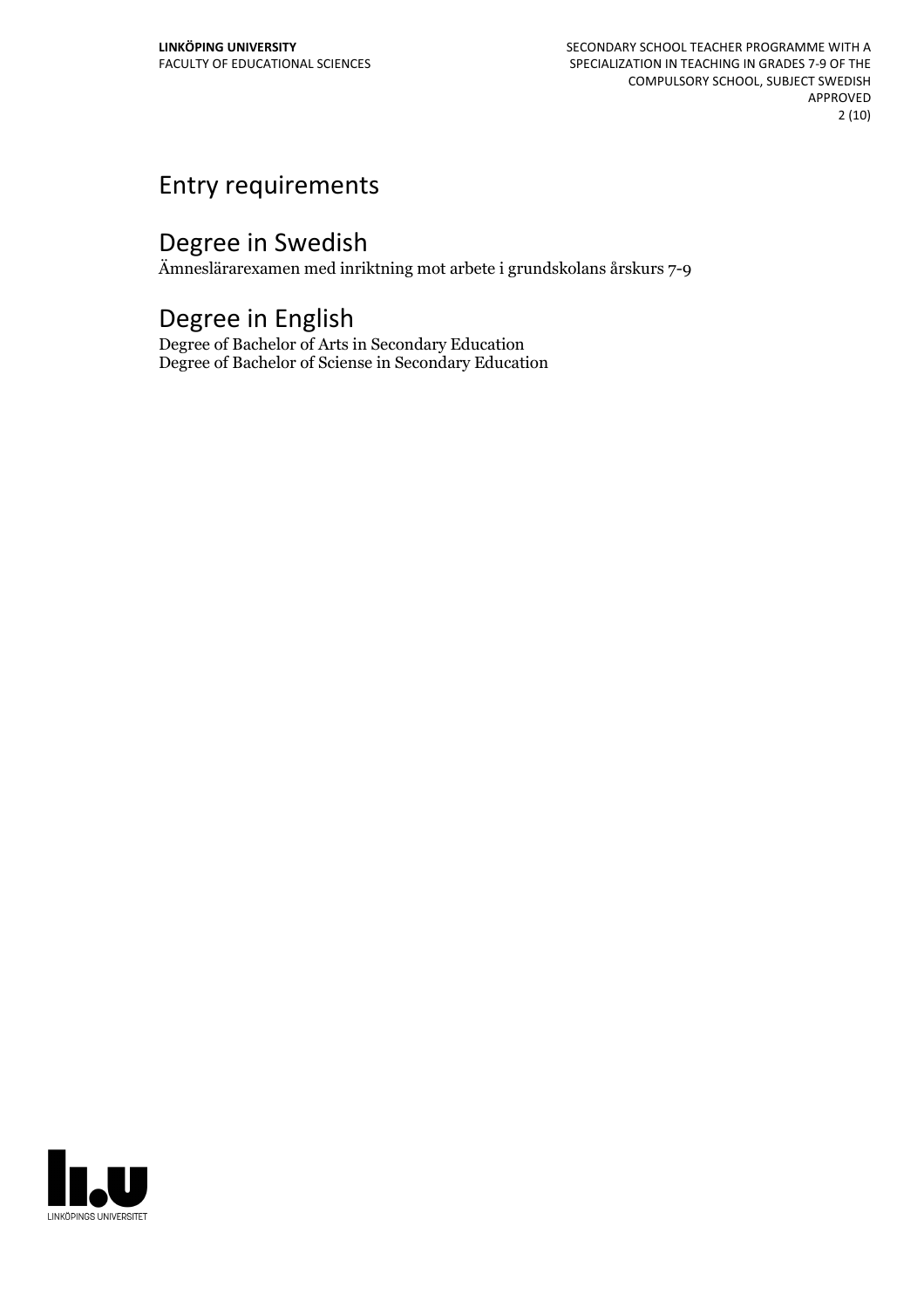# Entry requirements

# Degree in Swedish

Ämneslärarexamen med inriktning mot arbete i grundskolans årskurs 7-9

# Degree in English

Degree of Bachelor of Arts in Secondary Education
Degree of Bachelor of Sciense in Secondary Education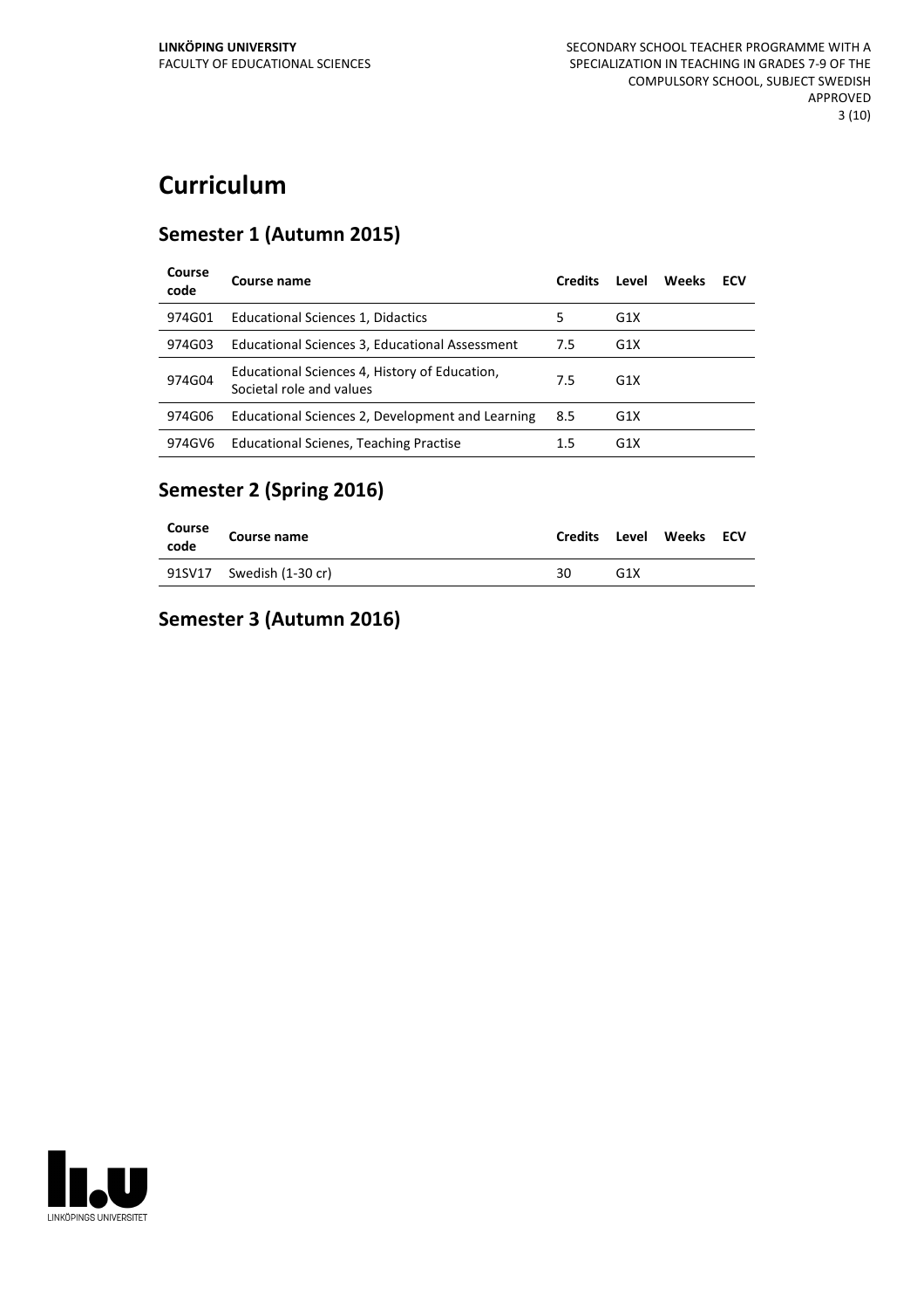# Curriculum

## Semester 1 (Autumn 2015)

| Course code | Course name | Credits | Level | Weeks | ECV |
|---|---|---|---|---|---|
| 974G01 | Educational Sciences 1, Didactics | 5 | G1X | | |
| 974G03 | Educational Sciences 3, Educational Assessment | 7.5 | G1X | | |
| 974G04 | Educational Sciences 4, History of Education, Societal role and values | 7.5 | G1X | | |
| 974G06 | Educational Sciences 2, Development and Learning | 8.5 | G1X | | |
| 974GV6 | Educational Scienes, Teaching Practise | 1.5 | G1X | | |

## Semester 2 (Spring 2016)

| Course code | Course name | Credits | Level | Weeks | ECV |
|---|---|---|---|---|---|
| 91SV17 | Swedish (1-30 cr) | 30 | G1X | | |

## Semester 3 (Autumn 2016)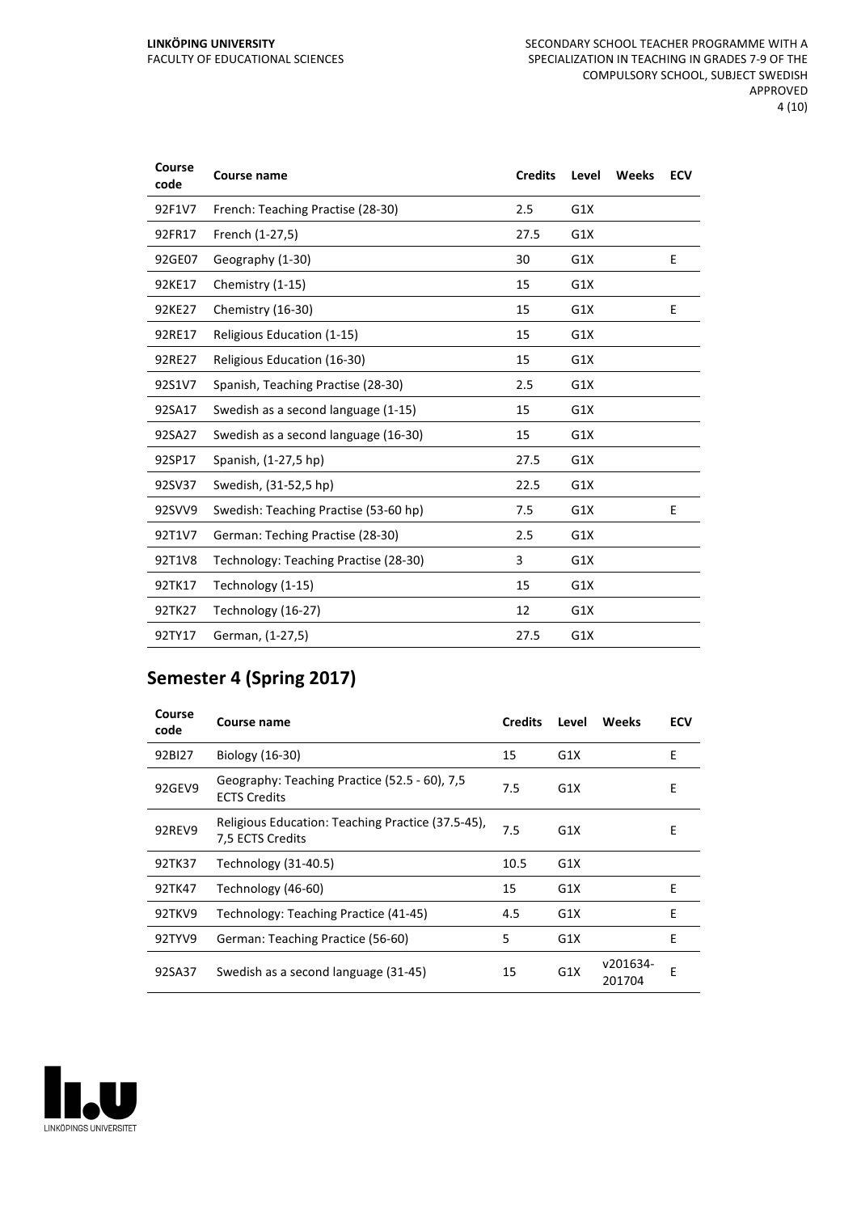| Course code | Course name | Credits | Level | Weeks | ECV |
|---|---|---|---|---|---|
| 92F1V7 | French: Teaching Practise (28-30) | 2.5 | G1X | | |
| 92FR17 | French (1-27,5) | 27.5 | G1X | | |
| 92GE07 | Geography (1-30) | 30 | G1X | | E |
| 92KE17 | Chemistry (1-15) | 15 | G1X | | |
| 92KE27 | Chemistry (16-30) | 15 | G1X | | E |
| 92RE17 | Religious Education (1-15) | 15 | G1X | | |
| 92RE27 | Religious Education (16-30) | 15 | G1X | | |
| 92S1V7 | Spanish, Teaching Practise (28-30) | 2.5 | G1X | | |
| 92SA17 | Swedish as a second language (1-15) | 15 | G1X | | |
| 92SA27 | Swedish as a second language (16-30) | 15 | G1X | | |
| 92SP17 | Spanish, (1-27,5 hp) | 27.5 | G1X | | |
| 92SV37 | Swedish, (31-52,5 hp) | 22.5 | G1X | | |
| 92SVV9 | Swedish: Teaching Practise (53-60 hp) | 7.5 | G1X | | E |
| 92T1V7 | German: Teching Practise (28-30) | 2.5 | G1X | | |
| 92T1V8 | Technology: Teaching Practise (28-30) | 3 | G1X | | |
| 92TK17 | Technology (1-15) | 15 | G1X | | |
| 92TK27 | Technology (16-27) | 12 | G1X | | |
| 92TY17 | German, (1-27,5) | 27.5 | G1X | | |

## Semester 4 (Spring 2017)

| Course code | Course name | Credits | Level | Weeks | ECV |
|---|---|---|---|---|---|
| 92BI27 | Biology (16-30) | 15 | G1X | | E |
| 92GEV9 | Geography: Teaching Practice (52.5 - 60), 7,5 ECTS Credits | 7.5 | G1X | | E |
| 92REV9 | Religious Education: Teaching Practice (37.5-45), 7,5 ECTS Credits | 7.5 | G1X | | E |
| 92TK37 | Technology (31-40.5) | 10.5 | G1X | | |
| 92TK47 | Technology (46-60) | 15 | G1X | | E |
| 92TKV9 | Technology: Teaching Practice (41-45) | 4.5 | G1X | | E |
| 92TYV9 | German: Teaching Practice (56-60) | 5 | G1X | | E |
| 92SA37 | Swedish as a second language (31-45) | 15 | G1X | v201634-201704 | E |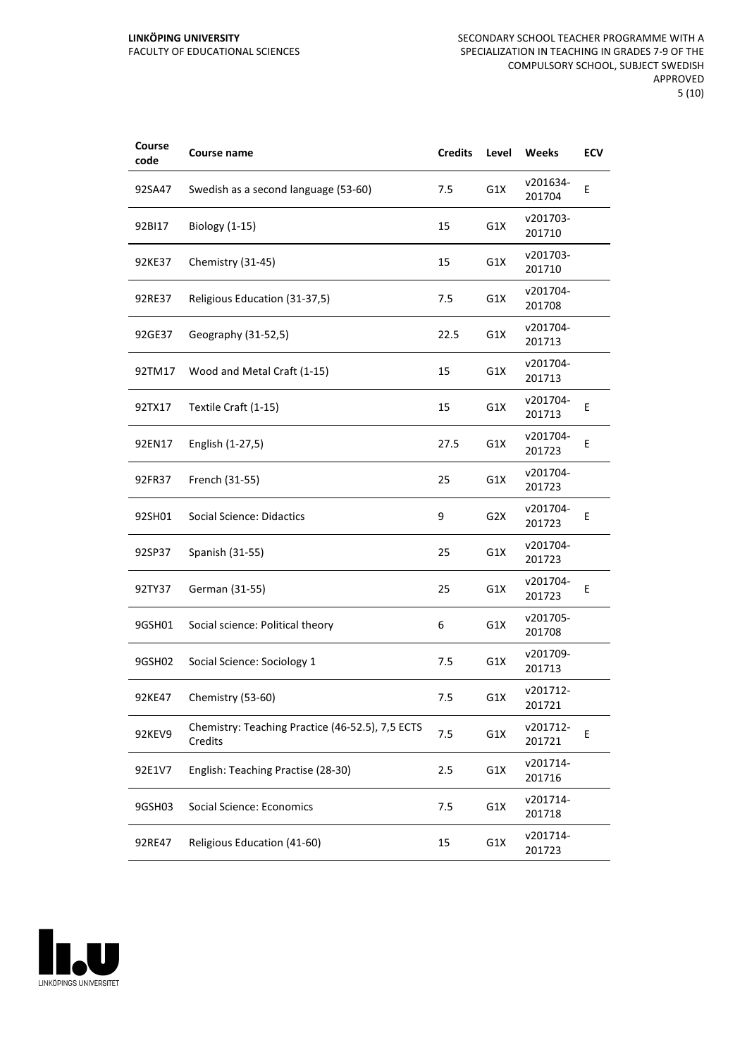| Course code | Course name | Credits | Level | Weeks | ECV |
|---|---|---|---|---|---|
| 92SA47 | Swedish as a second language (53-60) | 7.5 | G1X | v201634-201704 | E |
| 92BI17 | Biology (1-15) | 15 | G1X | v201703-201710 | |
| 92KE37 | Chemistry (31-45) | 15 | G1X | v201703-201710 | |
| 92RE37 | Religious Education (31-37,5) | 7.5 | G1X | v201704-201708 | |
| 92GE37 | Geography (31-52,5) | 22.5 | G1X | v201704-201713 | |
| 92TM17 | Wood and Metal Craft (1-15) | 15 | G1X | v201704-201713 | |
| 92TX17 | Textile Craft (1-15) | 15 | G1X | v201704-201713 | E |
| 92EN17 | English (1-27,5) | 27.5 | G1X | v201704-201723 | E |
| 92FR37 | French (31-55) | 25 | G1X | v201704-201723 | |
| 92SH01 | Social Science: Didactics | 9 | G2X | v201704-201723 | E |
| 92SP37 | Spanish (31-55) | 25 | G1X | v201704-201723 | |
| 92TY37 | German (31-55) | 25 | G1X | v201704-201723 | E |
| 9GSH01 | Social science: Political theory | 6 | G1X | v201705-201708 | |
| 9GSH02 | Social Science: Sociology 1 | 7.5 | G1X | v201709-201713 | |
| 92KE47 | Chemistry (53-60) | 7.5 | G1X | v201712-201721 | |
| 92KEV9 | Chemistry: Teaching Practice (46-52.5), 7,5 ECTS Credits | 7.5 | G1X | v201712-201721 | E |
| 92E1V7 | English: Teaching Practise (28-30) | 2.5 | G1X | v201714-201716 | |
| 9GSH03 | Social Science: Economics | 7.5 | G1X | v201714-201718 | |
| 92RE47 | Religious Education (41-60) | 15 | G1X | v201714-201723 | |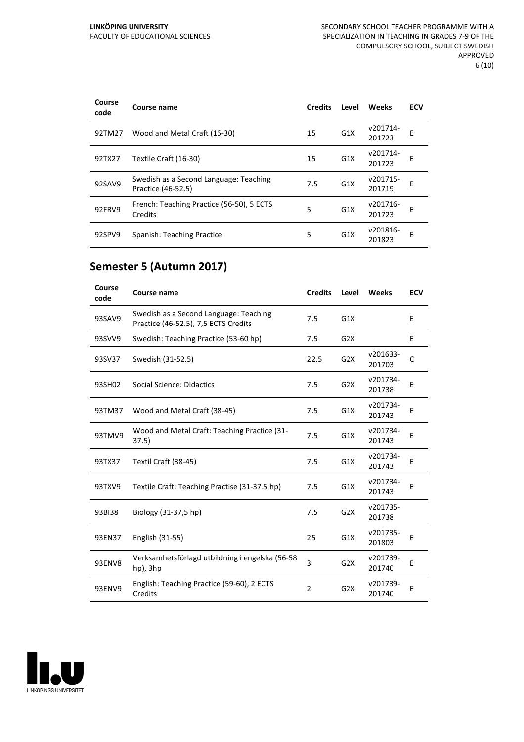| Course code | Course name | Credits | Level | Weeks | ECV |
|---|---|---|---|---|---|
| 92TM27 | Wood and Metal Craft (16-30) | 15 | G1X | v201714-201723 | E |
| 92TX27 | Textile Craft (16-30) | 15 | G1X | v201714-201723 | E |
| 92SAV9 | Swedish as a Second Language: Teaching Practice (46-52.5) | 7.5 | G1X | v201715-201719 | E |
| 92FRV9 | French: Teaching Practice (56-50), 5 ECTS Credits | 5 | G1X | v201716-201723 | E |
| 92SPV9 | Spanish: Teaching Practice | 5 | G1X | v201816-201823 | E |

## Semester 5 (Autumn 2017)

| Course code | Course name | Credits | Level | Weeks | ECV |
|---|---|---|---|---|---|
| 93SAV9 | Swedish as a Second Language: Teaching Practice (46-52.5), 7,5 ECTS Credits | 7.5 | G1X | | E |
| 93SVV9 | Swedish: Teaching Practice (53-60 hp) | 7.5 | G2X | | E |
| 93SV37 | Swedish (31-52.5) | 22.5 | G2X | v201633-201703 | C |
| 93SH02 | Social Science: Didactics | 7.5 | G2X | v201734-201738 | E |
| 93TM37 | Wood and Metal Craft (38-45) | 7.5 | G1X | v201734-201743 | E |
| 93TMV9 | Wood and Metal Craft: Teaching Practice (31-37.5) | 7.5 | G1X | v201734-201743 | E |
| 93TX37 | Textil Craft (38-45) | 7.5 | G1X | v201734-201743 | E |
| 93TXV9 | Textile Craft: Teaching Practise (31-37.5 hp) | 7.5 | G1X | v201734-201743 | E |
| 93BI38 | Biology (31-37,5 hp) | 7.5 | G2X | v201735-201738 | |
| 93EN37 | English (31-55) | 25 | G1X | v201735-201803 | E |
| 93ENV8 | Verksamhetsförlagd utbildning i engelska (56-58 hp), 3hp | 3 | G2X | v201739-201740 | E |
| 93ENV9 | English: Teaching Practice (59-60), 2 ECTS Credits | 2 | G2X | v201739-201740 | E |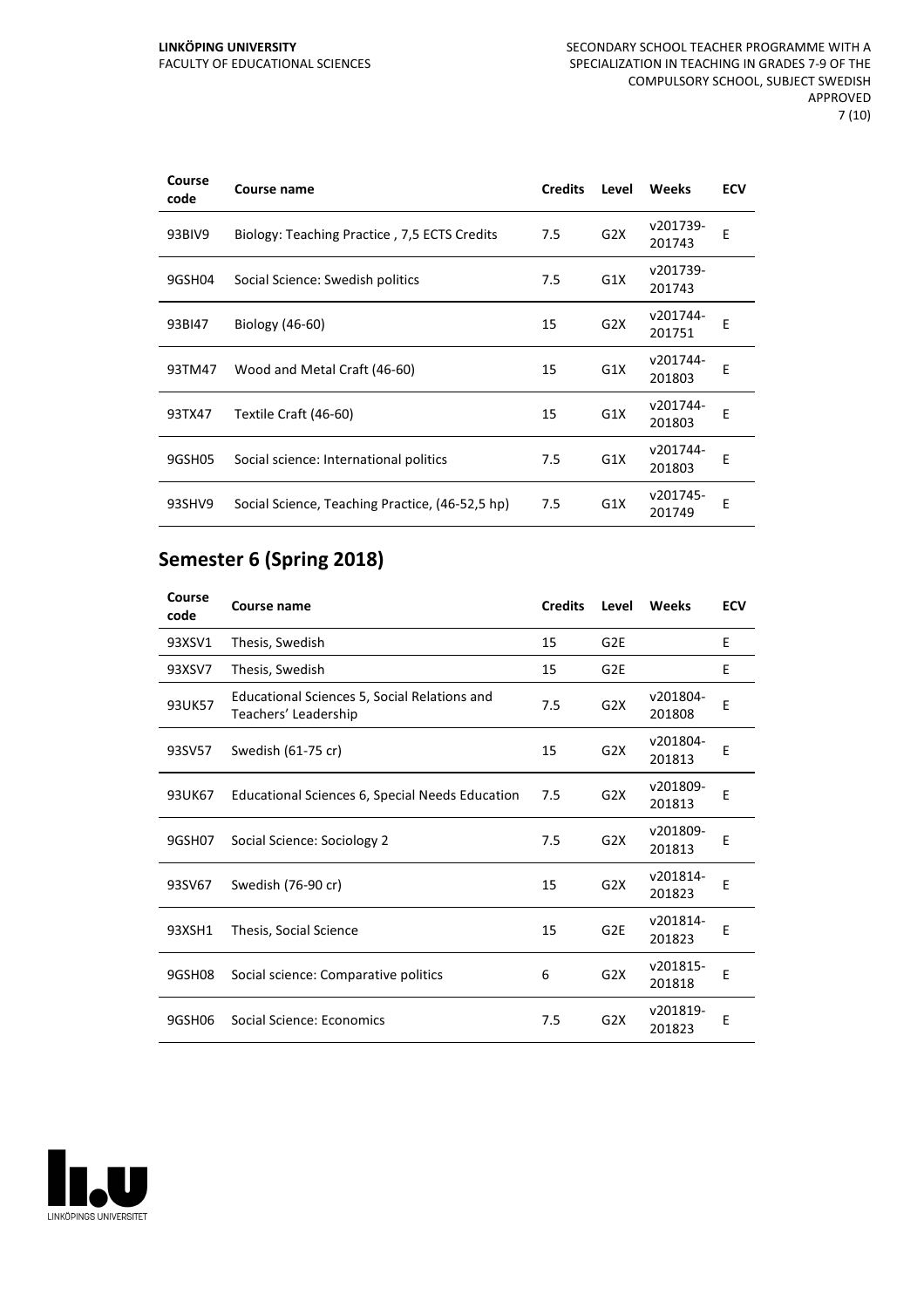| Course code | Course name | Credits | Level | Weeks | ECV |
|---|---|---|---|---|---|
| 93BIV9 | Biology: Teaching Practice , 7,5 ECTS Credits | 7.5 | G2X | v201739-201743 | E |
| 9GSH04 | Social Science: Swedish politics | 7.5 | G1X | v201739-201743 | |
| 93BI47 | Biology (46-60) | 15 | G2X | v201744-201751 | E |
| 93TM47 | Wood and Metal Craft (46-60) | 15 | G1X | v201744-201803 | E |
| 93TX47 | Textile Craft (46-60) | 15 | G1X | v201744-201803 | E |
| 9GSH05 | Social science: International politics | 7.5 | G1X | v201744-201803 | E |
| 93SHV9 | Social Science, Teaching Practice, (46-52,5 hp) | 7.5 | G1X | v201745-201749 | E |

## Semester 6 (Spring 2018)

| Course code | Course name | Credits | Level | Weeks | ECV |
|---|---|---|---|---|---|
| 93XSV1 | Thesis, Swedish | 15 | G2E | | E |
| 93XSV7 | Thesis, Swedish | 15 | G2E | | E |
| 93UK57 | Educational Sciences 5, Social Relations and Teachers' Leadership | 7.5 | G2X | v201804-201808 | E |
| 93SV57 | Swedish (61-75 cr) | 15 | G2X | v201804-201813 | E |
| 93UK67 | Educational Sciences 6, Special Needs Education | 7.5 | G2X | v201809-201813 | E |
| 9GSH07 | Social Science: Sociology 2 | 7.5 | G2X | v201809-201813 | E |
| 93SV67 | Swedish (76-90 cr) | 15 | G2X | v201814-201823 | E |
| 93XSH1 | Thesis, Social Science | 15 | G2E | v201814-201823 | E |
| 9GSH08 | Social science: Comparative politics | 6 | G2X | v201815-201818 | E |
| 9GSH06 | Social Science: Economics | 7.5 | G2X | v201819-201823 | E |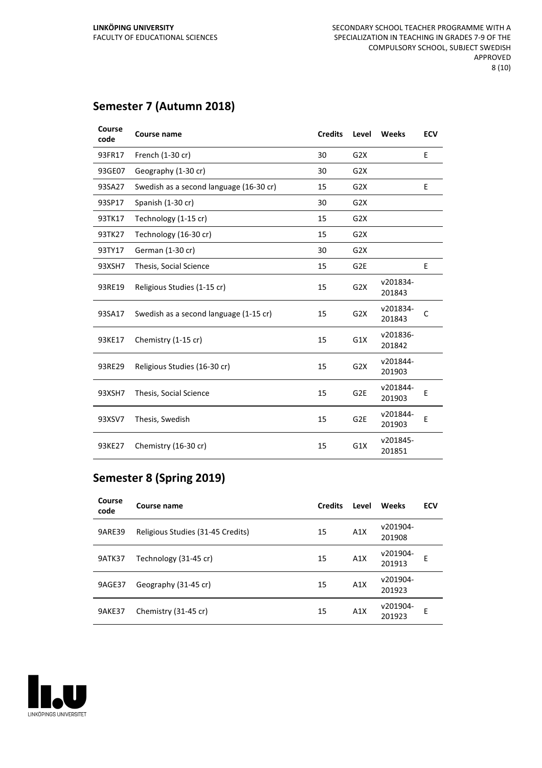## Semester 7 (Autumn 2018)

| Course code | Course name | Credits | Level | Weeks | ECV |
|---|---|---|---|---|---|
| 93FR17 | French (1-30 cr) | 30 | G2X | | E |
| 93GE07 | Geography (1-30 cr) | 30 | G2X | | |
| 93SA27 | Swedish as a second language (16-30 cr) | 15 | G2X | | E |
| 93SP17 | Spanish (1-30 cr) | 30 | G2X | | |
| 93TK17 | Technology (1-15 cr) | 15 | G2X | | |
| 93TK27 | Technology (16-30 cr) | 15 | G2X | | |
| 93TY17 | German (1-30 cr) | 30 | G2X | | |
| 93XSH7 | Thesis, Social Science | 15 | G2E | | E |
| 93RE19 | Religious Studies (1-15 cr) | 15 | G2X | v201834-201843 | |
| 93SA17 | Swedish as a second language (1-15 cr) | 15 | G2X | v201834-201843 | C |
| 93KE17 | Chemistry (1-15 cr) | 15 | G1X | v201836-201842 | |
| 93RE29 | Religious Studies (16-30 cr) | 15 | G2X | v201844-201903 | |
| 93XSH7 | Thesis, Social Science | 15 | G2E | v201844-201903 | E |
| 93XSV7 | Thesis, Swedish | 15 | G2E | v201844-201903 | E |
| 93KE27 | Chemistry (16-30 cr) | 15 | G1X | v201845-201851 | |

## Semester 8 (Spring 2019)

| Course code | Course name | Credits | Level | Weeks | ECV |
|---|---|---|---|---|---|
| 9ARE39 | Religious Studies (31-45 Credits) | 15 | A1X | v201904-201908 | |
| 9ATK37 | Technology (31-45 cr) | 15 | A1X | v201904-201913 | E |
| 9AGE37 | Geography (31-45 cr) | 15 | A1X | v201904-201923 | |
| 9AKE37 | Chemistry (31-45 cr) | 15 | A1X | v201904-201923 | E |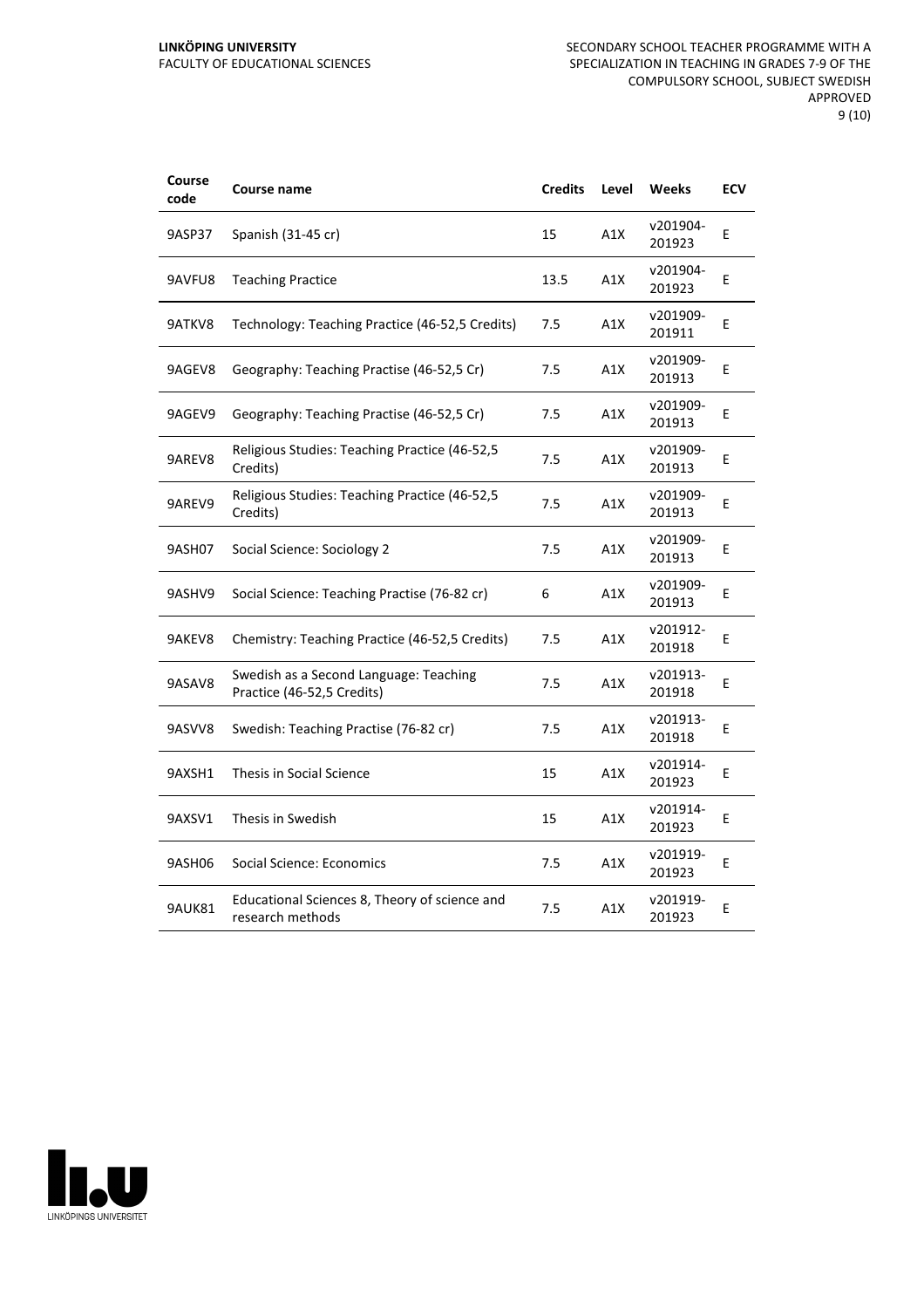| Course code | Course name | Credits | Level | Weeks | ECV |
|---|---|---|---|---|---|
| 9ASP37 | Spanish (31-45 cr) | 15 | A1X | v201904-201923 | E |
| 9AVFU8 | Teaching Practice | 13.5 | A1X | v201904-201923 | E |
| 9ATKV8 | Technology: Teaching Practice (46-52,5 Credits) | 7.5 | A1X | v201909-201911 | E |
| 9AGEV8 | Geography: Teaching Practise (46-52,5 Cr) | 7.5 | A1X | v201909-201913 | E |
| 9AGEV9 | Geography: Teaching Practise (46-52,5 Cr) | 7.5 | A1X | v201909-201913 | E |
| 9AREV8 | Religious Studies: Teaching Practice (46-52,5 Credits) | 7.5 | A1X | v201909-201913 | E |
| 9AREV9 | Religious Studies: Teaching Practice (46-52,5 Credits) | 7.5 | A1X | v201909-201913 | E |
| 9ASH07 | Social Science: Sociology 2 | 7.5 | A1X | v201909-201913 | E |
| 9ASHV9 | Social Science: Teaching Practise (76-82 cr) | 6 | A1X | v201909-201913 | E |
| 9AKEV8 | Chemistry: Teaching Practice (46-52,5 Credits) | 7.5 | A1X | v201912-201918 | E |
| 9ASAV8 | Swedish as a Second Language: Teaching Practice (46-52,5 Credits) | 7.5 | A1X | v201913-201918 | E |
| 9ASVV8 | Swedish: Teaching Practise (76-82 cr) | 7.5 | A1X | v201913-201918 | E |
| 9AXSH1 | Thesis in Social Science | 15 | A1X | v201914-201923 | E |
| 9AXSV1 | Thesis in Swedish | 15 | A1X | v201914-201923 | E |
| 9ASH06 | Social Science: Economics | 7.5 | A1X | v201919-201923 | E |
| 9AUK81 | Educational Sciences 8, Theory of science and research methods | 7.5 | A1X | v201919-201923 | E |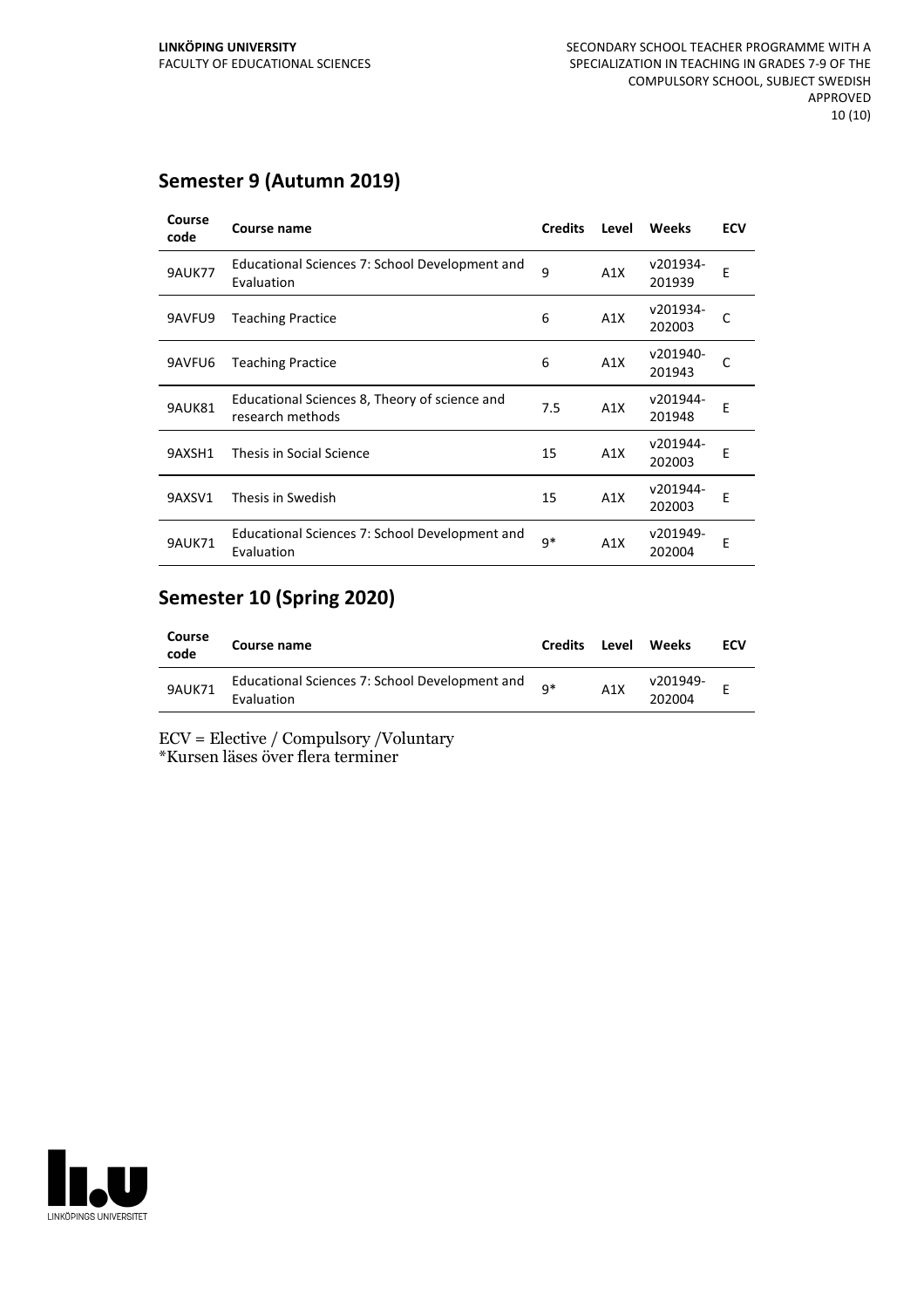## Semester 9 (Autumn 2019)

| Course code | Course name | Credits | Level | Weeks | ECV |
|---|---|---|---|---|---|
| 9AUK77 | Educational Sciences 7: School Development and Evaluation | 9 | A1X | v201934-201939 | E |
| 9AVFU9 | Teaching Practice | 6 | A1X | v201934-202003 | C |
| 9AVFU6 | Teaching Practice | 6 | A1X | v201940-201943 | C |
| 9AUK81 | Educational Sciences 8, Theory of science and research methods | 7.5 | A1X | v201944-201948 | E |
| 9AXSH1 | Thesis in Social Science | 15 | A1X | v201944-202003 | E |
| 9AXSV1 | Thesis in Swedish | 15 | A1X | v201944-202003 | E |
| 9AUK71 | Educational Sciences 7: School Development and Evaluation | 9* | A1X | v201949-202004 | E |

## Semester 10 (Spring 2020)

| Course code | Course name | Credits | Level | Weeks | ECV |
|---|---|---|---|---|---|
| 9AUK71 | Educational Sciences 7: School Development and Evaluation | 9* | A1X | v201949-202004 | E |

ECV = Elective / Compulsory /Voluntary
*Kursen läses över flera terminer